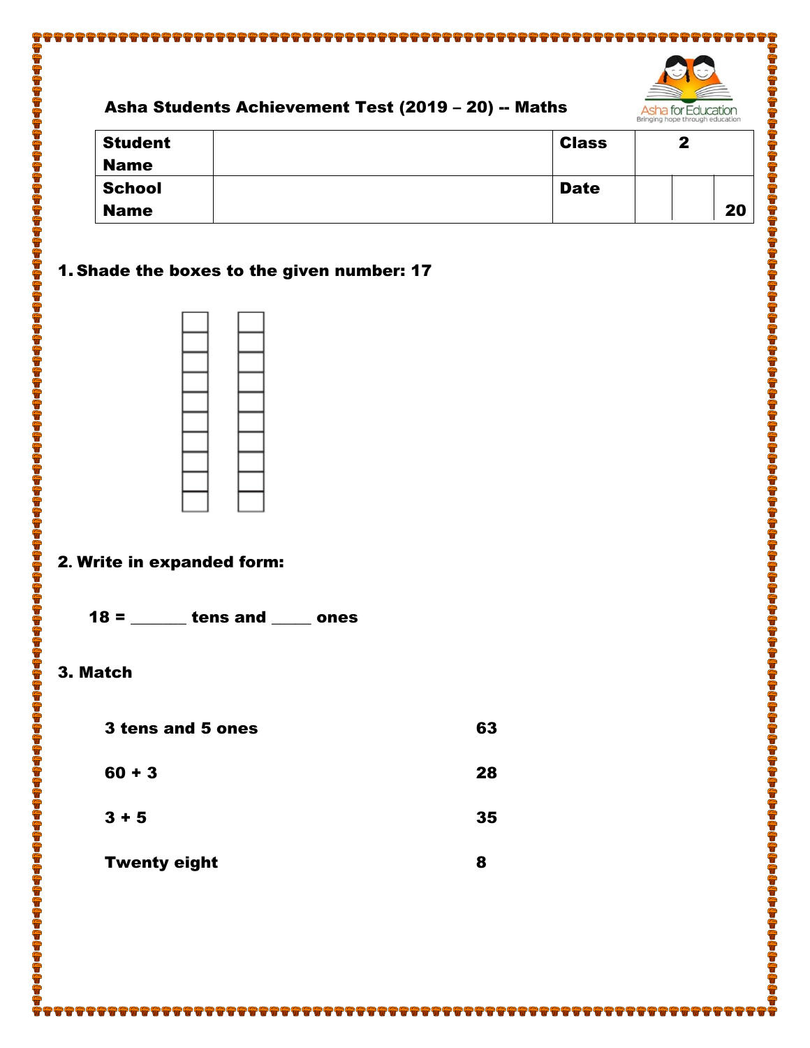## Asha Students Achievement Test (2019 – 20) -- Maths

Asha for Education
Bringing hope through education

| | | | | | |
|---|---|---|---|---|---|
| **Student Name** | | **Class** | **2** | | |
| **School Name** | | **Date** | | | **20** |

**1. Shade the boxes to the given number: 17**

**2. Write in expanded form:**

**18 = _______ tens and _____ ones**

**3. Match**

| | |
|---|---|
| **3 tens and 5 ones** | **63** |
| **60 + 3** | **28** |
| **3 + 5** | **35** |
| **Twenty eight** | **8** |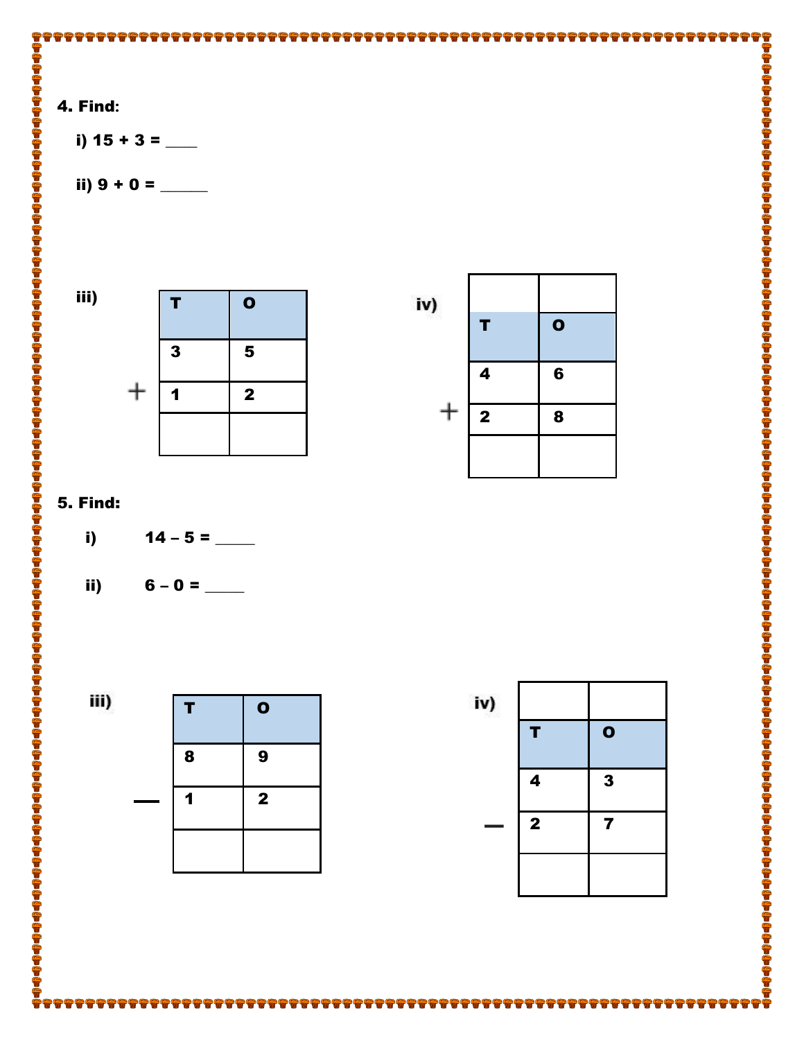**4. Find:**

i) 15 + 3 = ____

ii) 9 + 0 = ______

iii)

| | T | O |
|---|---|---|
| | 3 | 5 |
| + | 1 | 2 |
| | | |

iv)

| | | |
|---|---|---|
| | T | O |
| | 4 | 6 |
| + | 2 | 8 |
| | | |

**5. Find:**

i) 14 – 5 = _____

ii) 6 – 0 = _____

iii)

| | T | O |
|---|---|---|
| | 8 | 9 |
| — | 1 | 2 |
| | | |

iv)

| | | |
|---|---|---|
| | T | O |
| | 4 | 3 |
| — | 2 | 7 |
| | | |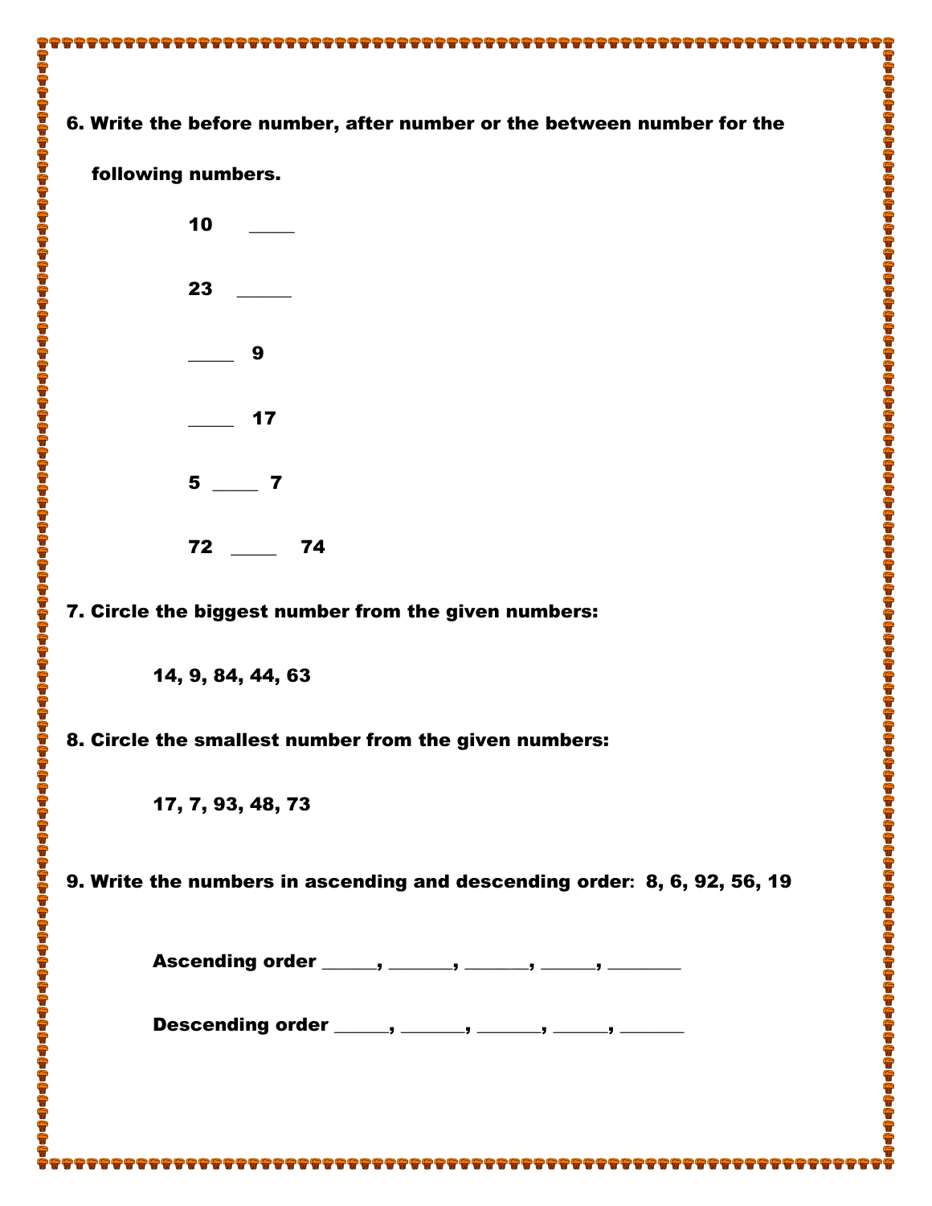**6. Write the before number, after number or the between number for the following numbers.**

**10 \_\_\_\_\_**

**23 \_\_\_\_\_\_**

**\_\_\_\_\_ 9**

**\_\_\_\_\_ 17**

**5 \_\_\_\_\_ 7**

**72 \_\_\_\_\_ 74**

**7. Circle the biggest number from the given numbers:**

**14, 9, 84, 44, 63**

**8. Circle the smallest number from the given numbers:**

**17, 7, 93, 48, 73**

**9. Write the numbers in ascending and descending order: 8, 6, 92, 56, 19**

**Ascending order \_\_\_\_\_\_, \_\_\_\_\_\_\_, \_\_\_\_\_\_\_, \_\_\_\_\_\_, \_\_\_\_\_\_\_\_**

**Descending order \_\_\_\_\_\_, \_\_\_\_\_\_\_, \_\_\_\_\_\_\_, \_\_\_\_\_\_, \_\_\_\_\_\_\_**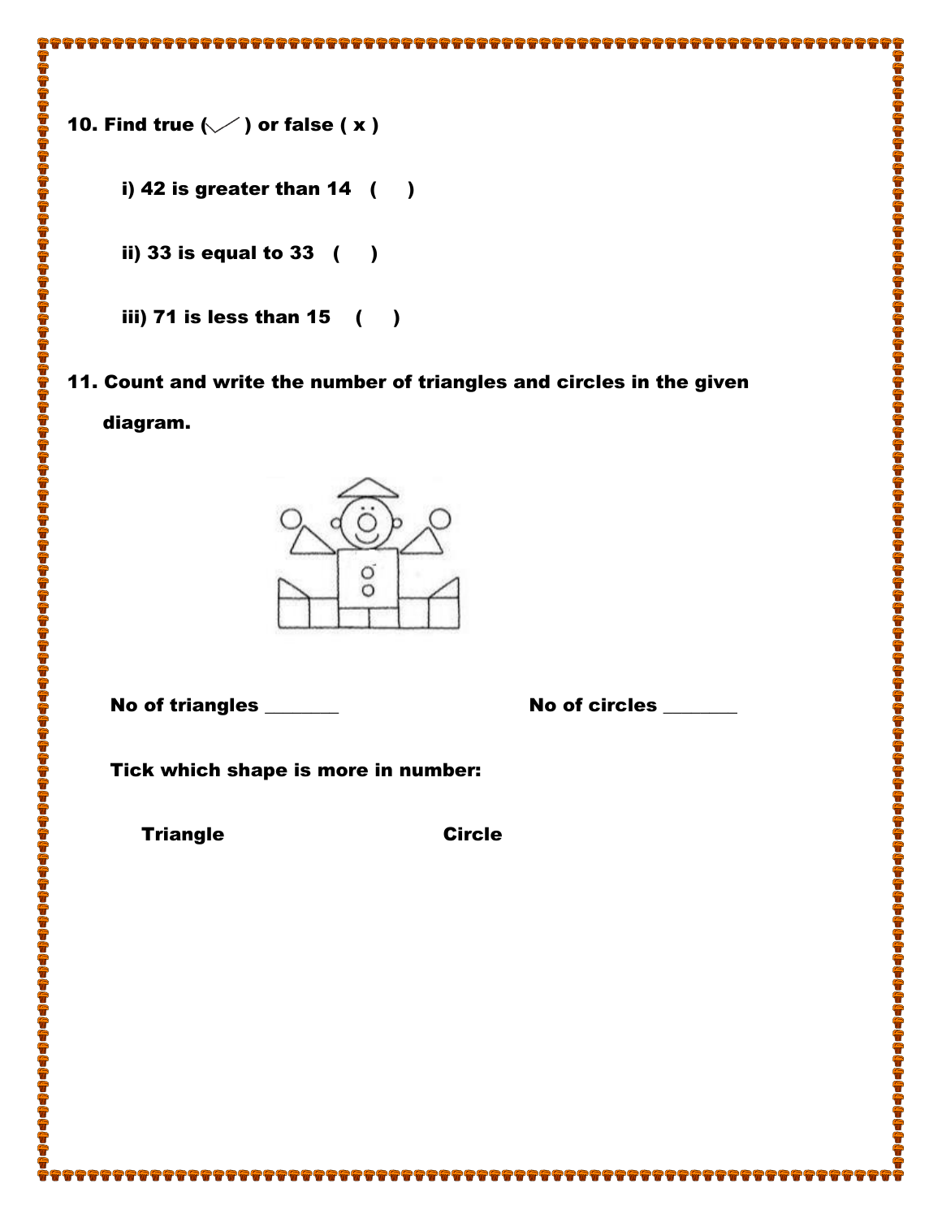**10. Find true (✓) or false ( x )**

i) 42 is greater than 14 (   )

ii) 33 is equal to 33 (   )

iii) 71 is less than 15 (   )

**11. Count and write the number of triangles and circles in the given diagram.**

No of triangles _______ No of circles _______

**Tick which shape is more in number:**

**Triangle** **Circle**